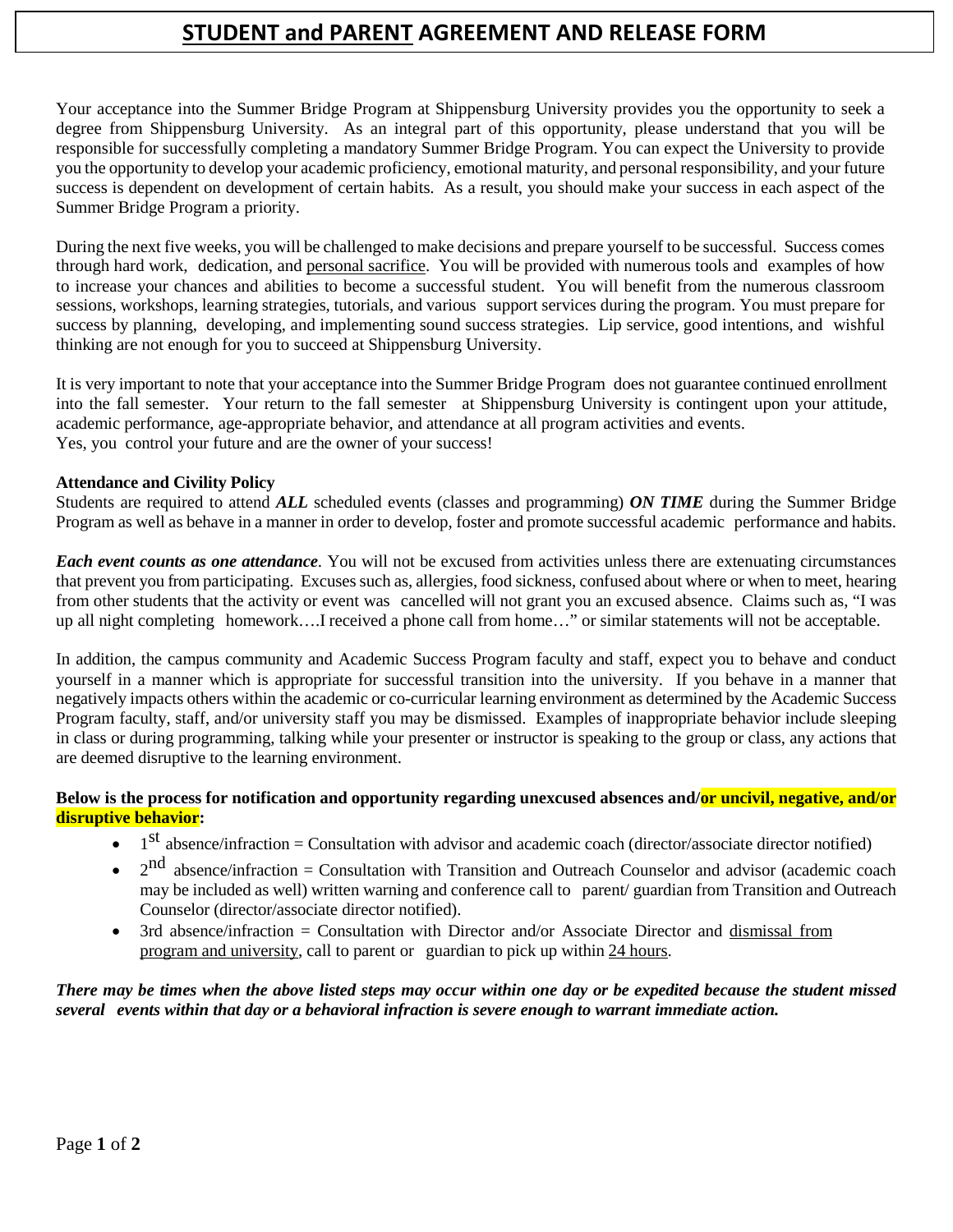# STUDENT and PARENT AGREEMENT AND RELEASE FORM

Your acceptance into the Summer Bridge Program at Shippensburg University provides you the opportunity to seek a degree from Shippensburg University. As an integral part of this opportunity, please understand that you will be responsible for successfully completing a mandatory Summer Bridge Program. You can expect the University to provide you the opportunity to develop your academic proficiency, emotional maturity, and personal responsibility, and your future success is dependent on development of certain habits. As a result, you should make your success in each aspect of the Summer Bridge Program a priority.

During the next five weeks, you will be challenged to make decisions and prepare yourself to be successful. Success comes through hard work, dedication, and personal sacrifice. You will be provided with numerous tools and examples of how to increase your chances and abilities to become a successful student. You will benefit from the numerous classroom sessions, workshops, learning strategies, tutorials, and various support services during the program. You must prepare for success by planning, developing, and implementing sound success strategies. Lip service, good intentions, and wishful thinking are not enough for you to succeed at Shippensburg University.

It is very important to note that your acceptance into the Summer Bridge Program does not guarantee continued enrollment into the fall semester. Your return to the fall semester at Shippensburg University is contingent upon your attitude, academic performance, age-appropriate behavior, and attendance at all program activities and events.
Yes, you control your future and are the owner of your success!

**Attendance and Civility Policy**
Students are required to attend ***ALL*** scheduled events (classes and programming) ***ON TIME*** during the Summer Bridge Program as well as behave in a manner in order to develop, foster and promote successful academic performance and habits.

***Each event counts as one attendance***. You will not be excused from activities unless there are extenuating circumstances that prevent you from participating. Excuses such as, allergies, food sickness, confused about where or when to meet, hearing from other students that the activity or event was cancelled will not grant you an excused absence. Claims such as, "I was up all night completing homework….I received a phone call from home…" or similar statements will not be acceptable.

In addition, the campus community and Academic Success Program faculty and staff, expect you to behave and conduct yourself in a manner which is appropriate for successful transition into the university. If you behave in a manner that negatively impacts others within the academic or co-curricular learning environment as determined by the Academic Success Program faculty, staff, and/or university staff you may be dismissed. Examples of inappropriate behavior include sleeping in class or during programming, talking while your presenter or instructor is speaking to the group or class, any actions that are deemed disruptive to the learning environment.

**Below is the process for notification and opportunity regarding unexcused absences and/or uncivil, negative, and/or disruptive behavior:**

- 1st absence/infraction = Consultation with advisor and academic coach (director/associate director notified)
- 2nd absence/infraction = Consultation with Transition and Outreach Counselor and advisor (academic coach may be included as well) written warning and conference call to parent/ guardian from Transition and Outreach Counselor (director/associate director notified).
- 3rd absence/infraction = Consultation with Director and/or Associate Director and dismissal from program and university, call to parent or guardian to pick up within 24 hours.

***There may be times when the above listed steps may occur within one day or be expedited because the student missed several events within that day or a behavioral infraction is severe enough to warrant immediate action.***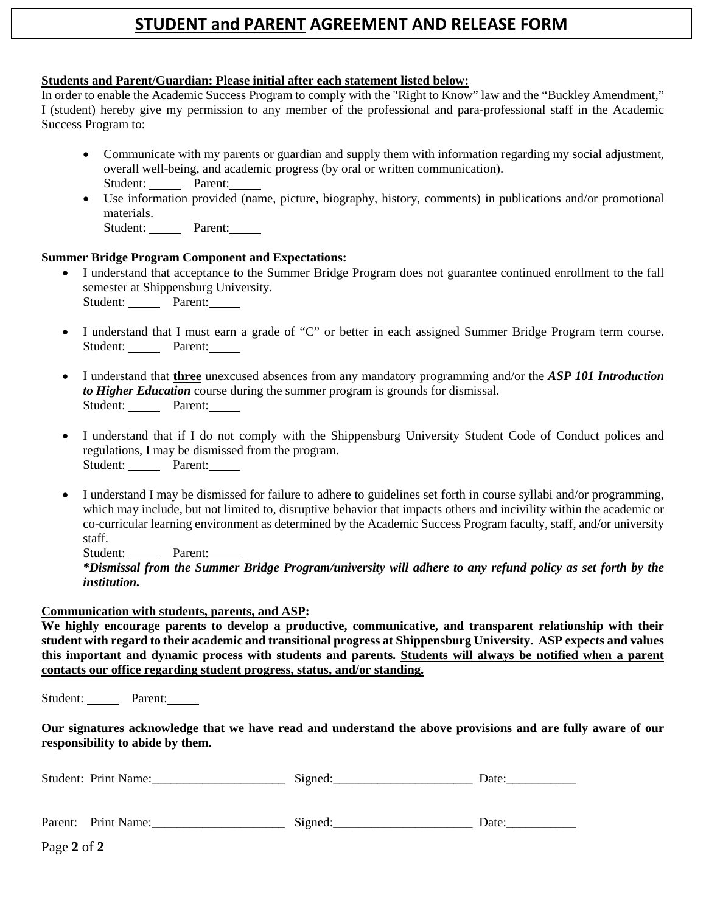# STUDENT and PARENT AGREEMENT AND RELEASE FORM

**Students and Parent/Guardian: Please initial after each statement listed below:**

In order to enable the Academic Success Program to comply with the "Right to Know" law and the "Buckley Amendment," I (student) hereby give my permission to any member of the professional and para-professional staff in the Academic Success Program to:

- Communicate with my parents or guardian and supply them with information regarding my social adjustment, overall well-being, and academic progress (by oral or written communication).
  Student: _____ Parent: _____
- Use information provided (name, picture, biography, history, comments) in publications and/or promotional materials.
  Student: _____ Parent: _____

**Summer Bridge Program Component and Expectations:**

- I understand that acceptance to the Summer Bridge Program does not guarantee continued enrollment to the fall semester at Shippensburg University.
  Student: _____ Parent: _____
- I understand that I must earn a grade of "C" or better in each assigned Summer Bridge Program term course.
  Student: _____ Parent: _____
- I understand that **three** unexcused absences from any mandatory programming and/or the ***ASP 101 Introduction to Higher Education*** course during the summer program is grounds for dismissal.
  Student: _____ Parent: _____
- I understand that if I do not comply with the Shippensburg University Student Code of Conduct polices and regulations, I may be dismissed from the program.
  Student: _____ Parent: _____
- I understand I may be dismissed for failure to adhere to guidelines set forth in course syllabi and/or programming, which may include, but not limited to, disruptive behavior that impacts others and incivility within the academic or co-curricular learning environment as determined by the Academic Success Program faculty, staff, and/or university staff.
  Student: _____ Parent: _____

  ***Dismissal from the Summer Bridge Program/university will adhere to any refund policy as set forth by the institution.***

**Communication with students, parents, and ASP:**

**We highly encourage parents to develop a productive, communicative, and transparent relationship with their student with regard to their academic and transitional progress at Shippensburg University. ASP expects and values this important and dynamic process with students and parents. Students will always be notified when a parent contacts our office regarding student progress, status, and/or standing.**

Student: _____ Parent: _____

**Our signatures acknowledge that we have read and understand the above provisions and are fully aware of our responsibility to abide by them.**

Student: Print Name:_____________________ Signed:______________________ Date:___________

Parent: Print Name:_____________________ Signed:______________________ Date:___________